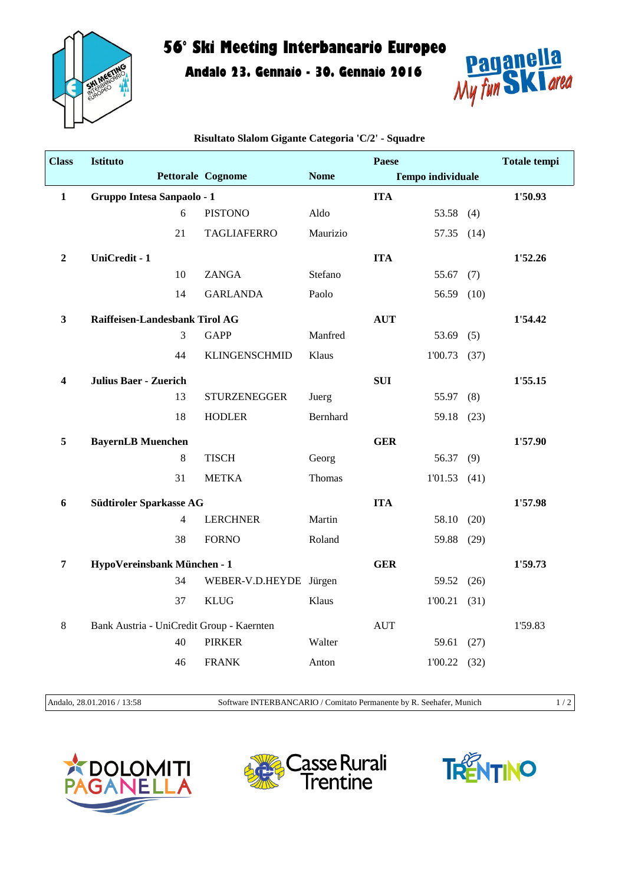# 56° Ski Meeting Interbancario Europeo

## Andalo 23. Gennaio - 30. Gennaio 2016

### Risultato Slalom Gigante Categoria 'C/2' - Squadre

| Class | Istituto | | | Paese | | Totale tempi |
|---|---|---|---|---|---|---|
| | Pettorale | Cognome | Nome | Tempo individuale | | |
| **1** | **Gruppo Intesa Sanpaolo - 1** | | | **ITA** | | **1'50.93** |
| | 6 | PISTONO | Aldo | 53.58 | (4) | |
| | 21 | TAGLIAFERRO | Maurizio | 57.35 | (14) | |
| **2** | **UniCredit - 1** | | | **ITA** | | **1'52.26** |
| | 10 | ZANGA | Stefano | 55.67 | (7) | |
| | 14 | GARLANDA | Paolo | 56.59 | (10) | |
| **3** | **Raiffeisen-Landesbank Tirol AG** | | | **AUT** | | **1'54.42** |
| | 3 | GAPP | Manfred | 53.69 | (5) | |
| | 44 | KLINGENSCHMID | Klaus | 1'00.73 | (37) | |
| **4** | **Julius Baer - Zuerich** | | | **SUI** | | **1'55.15** |
| | 13 | STURZENEGGER | Juerg | 55.97 | (8) | |
| | 18 | HODLER | Bernhard | 59.18 | (23) | |
| **5** | **BayernLB Muenchen** | | | **GER** | | **1'57.90** |
| | 8 | TISCH | Georg | 56.37 | (9) | |
| | 31 | METKA | Thomas | 1'01.53 | (41) | |
| **6** | **Südtiroler Sparkasse AG** | | | **ITA** | | **1'57.98** |
| | 4 | LERCHNER | Martin | 58.10 | (20) | |
| | 38 | FORNO | Roland | 59.88 | (29) | |
| **7** | **HypoVereinsbank München - 1** | | | **GER** | | **1'59.73** |
| | 34 | WEBER-V.D.HEYDE | Jürgen | 59.52 | (26) | |
| | 37 | KLUG | Klaus | 1'00.21 | (31) | |
| 8 | Bank Austria - UniCredit Group - Kaernten | | | AUT | | 1'59.83 |
| | 40 | PIRKER | Walter | 59.61 | (27) | |
| | 46 | FRANK | Anton | 1'00.22 | (32) | |

Andalo, 28.01.2016 / 13:58 — Software INTERBANCARIO / Comitato Permanente by R. Seehafer, Munich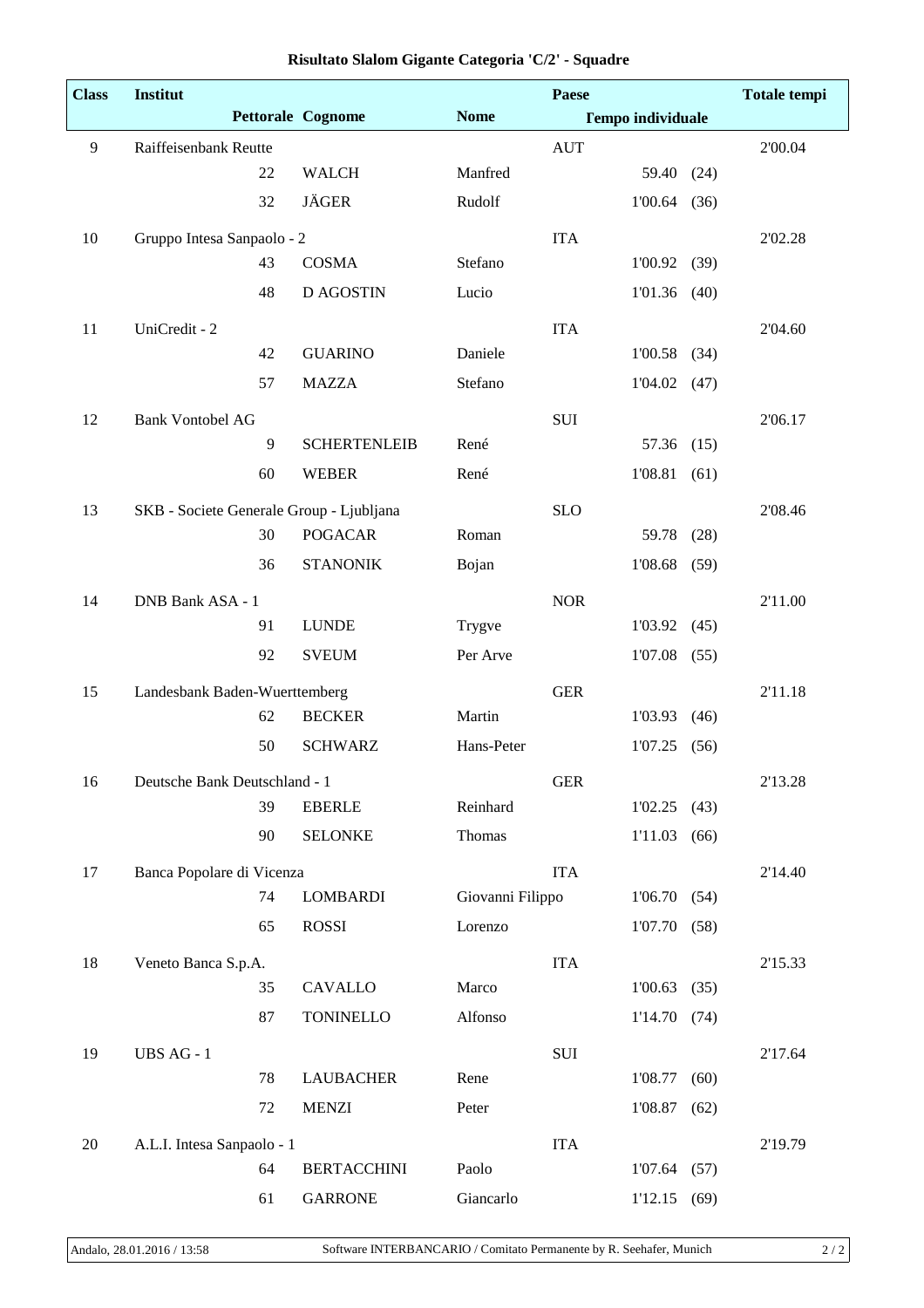**Risultato Slalom Gigante Categoria 'C/2' - Squadre**

| Class | Institut | | | Paese | | | Totale tempi |
|---|---|---|---|---|---|---|---|
| | Pettorale | Cognome | Nome | Tempo individuale | | | |
| 9 | Raiffeisenbank Reutte | | | AUT | | | 2'00.04 |
| | 22 | WALCH | Manfred | | 59.40 | (24) | |
| | 32 | JÄGER | Rudolf | | 1'00.64 | (36) | |
| 10 | Gruppo Intesa Sanpaolo - 2 | | | ITA | | | 2'02.28 |
| | 43 | COSMA | Stefano | | 1'00.92 | (39) | |
| | 48 | D AGOSTIN | Lucio | | 1'01.36 | (40) | |
| 11 | UniCredit - 2 | | | ITA | | | 2'04.60 |
| | 42 | GUARINO | Daniele | | 1'00.58 | (34) | |
| | 57 | MAZZA | Stefano | | 1'04.02 | (47) | |
| 12 | Bank Vontobel AG | | | SUI | | | 2'06.17 |
| | 9 | SCHERTENLEIB | René | | 57.36 | (15) | |
| | 60 | WEBER | René | | 1'08.81 | (61) | |
| 13 | SKB - Societe Generale Group - Ljubljana | | | SLO | | | 2'08.46 |
| | 30 | POGACAR | Roman | | 59.78 | (28) | |
| | 36 | STANONIK | Bojan | | 1'08.68 | (59) | |
| 14 | DNB Bank ASA - 1 | | | NOR | | | 2'11.00 |
| | 91 | LUNDE | Trygve | | 1'03.92 | (45) | |
| | 92 | SVEUM | Per Arve | | 1'07.08 | (55) | |
| 15 | Landesbank Baden-Wuerttemberg | | | GER | | | 2'11.18 |
| | 62 | BECKER | Martin | | 1'03.93 | (46) | |
| | 50 | SCHWARZ | Hans-Peter | | 1'07.25 | (56) | |
| 16 | Deutsche Bank Deutschland - 1 | | | GER | | | 2'13.28 |
| | 39 | EBERLE | Reinhard | | 1'02.25 | (43) | |
| | 90 | SELONKE | Thomas | | 1'11.03 | (66) | |
| 17 | Banca Popolare di Vicenza | | | ITA | | | 2'14.40 |
| | 74 | LOMBARDI | Giovanni Filippo | | 1'06.70 | (54) | |
| | 65 | ROSSI | Lorenzo | | 1'07.70 | (58) | |
| 18 | Veneto Banca S.p.A. | | | ITA | | | 2'15.33 |
| | 35 | CAVALLO | Marco | | 1'00.63 | (35) | |
| | 87 | TONINELLO | Alfonso | | 1'14.70 | (74) | |
| 19 | UBS AG - 1 | | | SUI | | | 2'17.64 |
| | 78 | LAUBACHER | Rene | | 1'08.77 | (60) | |
| | 72 | MENZI | Peter | | 1'08.87 | (62) | |
| 20 | A.L.I. Intesa Sanpaolo - 1 | | | ITA | | | 2'19.79 |
| | 64 | BERTACCHINI | Paolo | | 1'07.64 | (57) | |
| | 61 | GARRONE | Giancarlo | | 1'12.15 | (69) | |

Andalo, 28.01.2016 / 13:58 — Software INTERBANCARIO / Comitato Permanente by R. Seehafer, Munich